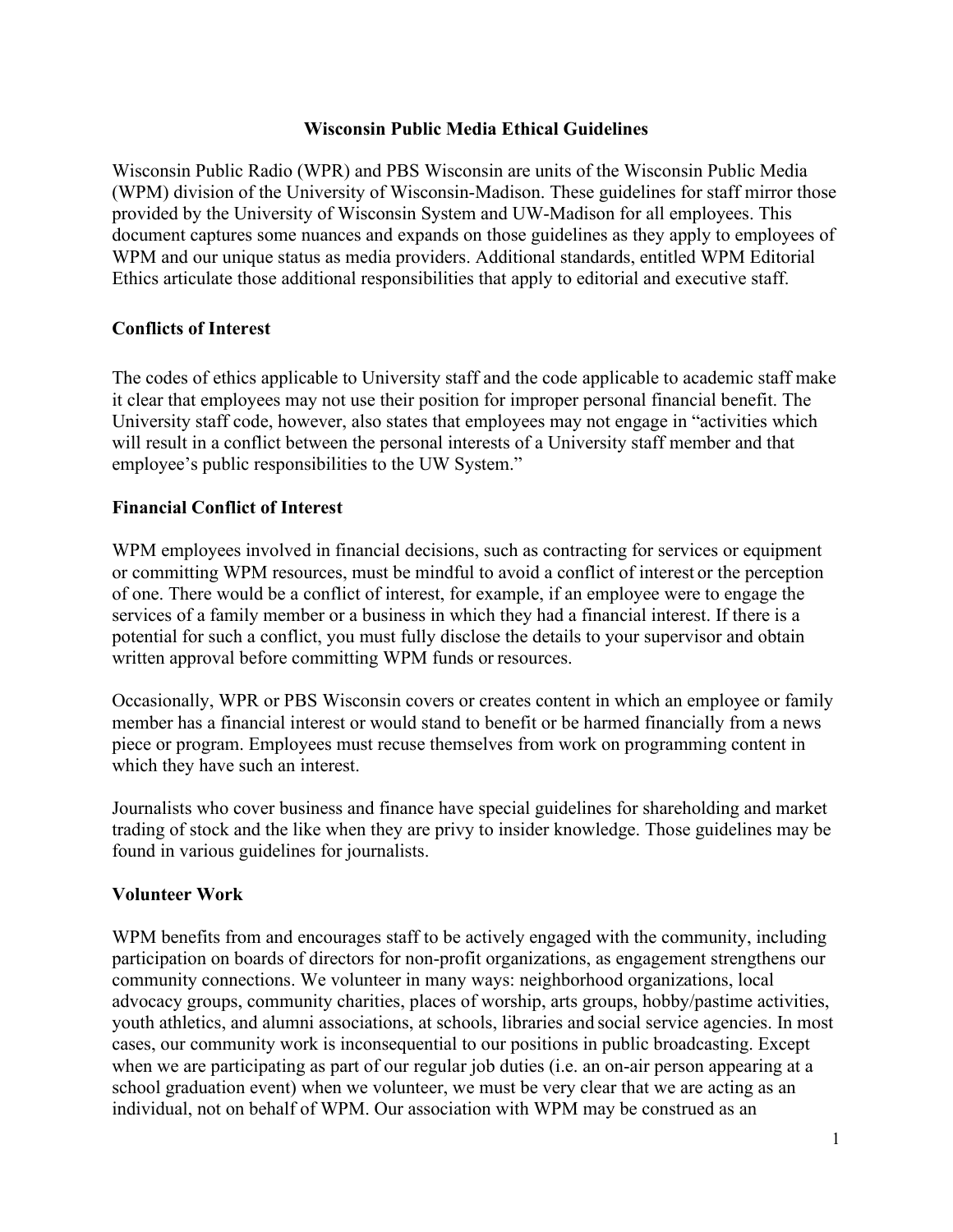# Wisconsin Public Media Ethical Guidelines

Wisconsin Public Radio (WPR) and PBS Wisconsin are units of the Wisconsin Public Media (WPM) division of the University of Wisconsin-Madison. These guidelines for staff mirror those provided by the University of Wisconsin System and UW-Madison for all employees. This document captures some nuances and expands on those guidelines as they apply to employees of WPM and our unique status as media providers. Additional standards, entitled WPM Editorial Ethics articulate those additional responsibilities that apply to editorial and executive staff.

## Conflicts of Interest

The codes of ethics applicable to University staff and the code applicable to academic staff make it clear that employees may not use their position for improper personal financial benefit. The University staff code, however, also states that employees may not engage in "activities which will result in a conflict between the personal interests of a University staff member and that employee's public responsibilities to the UW System."

## Financial Conflict of Interest

WPM employees involved in financial decisions, such as contracting for services or equipment or committing WPM resources, must be mindful to avoid a conflict of interest or the perception of one. There would be a conflict of interest, for example, if an employee were to engage the services of a family member or a business in which they had a financial interest. If there is a potential for such a conflict, you must fully disclose the details to your supervisor and obtain written approval before committing WPM funds or resources.

Occasionally, WPR or PBS Wisconsin covers or creates content in which an employee or family member has a financial interest or would stand to benefit or be harmed financially from a news piece or program. Employees must recuse themselves from work on programming content in which they have such an interest.

Journalists who cover business and finance have special guidelines for shareholding and market trading of stock and the like when they are privy to insider knowledge. Those guidelines may be found in various guidelines for journalists.

## Volunteer Work

WPM benefits from and encourages staff to be actively engaged with the community, including participation on boards of directors for non-profit organizations, as engagement strengthens our community connections. We volunteer in many ways: neighborhood organizations, local advocacy groups, community charities, places of worship, arts groups, hobby/pastime activities, youth athletics, and alumni associations, at schools, libraries and social service agencies. In most cases, our community work is inconsequential to our positions in public broadcasting. Except when we are participating as part of our regular job duties (i.e. an on-air person appearing at a school graduation event) when we volunteer, we must be very clear that we are acting as an individual, not on behalf of WPM. Our association with WPM may be construed as an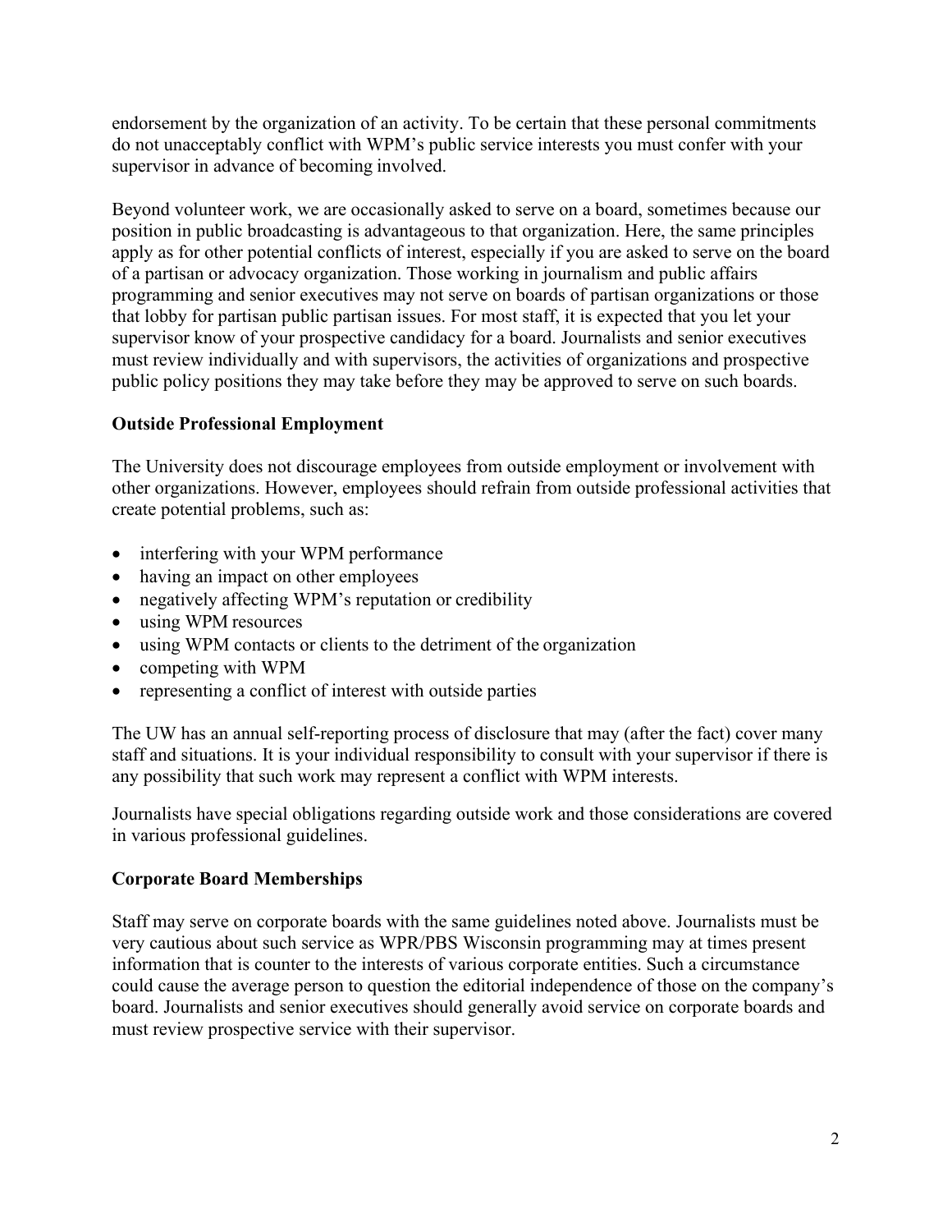endorsement by the organization of an activity. To be certain that these personal commitments do not unacceptably conflict with WPM's public service interests you must confer with your supervisor in advance of becoming involved.

Beyond volunteer work, we are occasionally asked to serve on a board, sometimes because our position in public broadcasting is advantageous to that organization. Here, the same principles apply as for other potential conflicts of interest, especially if you are asked to serve on the board of a partisan or advocacy organization. Those working in journalism and public affairs programming and senior executives may not serve on boards of partisan organizations or those that lobby for partisan public partisan issues. For most staff, it is expected that you let your supervisor know of your prospective candidacy for a board. Journalists and senior executives must review individually and with supervisors, the activities of organizations and prospective public policy positions they may take before they may be approved to serve on such boards.

**Outside Professional Employment**

The University does not discourage employees from outside employment or involvement with other organizations. However, employees should refrain from outside professional activities that create potential problems, such as:

- interfering with your WPM performance
- having an impact on other employees
- negatively affecting WPM's reputation or credibility
- using WPM resources
- using WPM contacts or clients to the detriment of the organization
- competing with WPM
- representing a conflict of interest with outside parties

The UW has an annual self-reporting process of disclosure that may (after the fact) cover many staff and situations. It is your individual responsibility to consult with your supervisor if there is any possibility that such work may represent a conflict with WPM interests.

Journalists have special obligations regarding outside work and those considerations are covered in various professional guidelines.

**Corporate Board Memberships**

Staff may serve on corporate boards with the same guidelines noted above. Journalists must be very cautious about such service as WPR/PBS Wisconsin programming may at times present information that is counter to the interests of various corporate entities. Such a circumstance could cause the average person to question the editorial independence of those on the company's board. Journalists and senior executives should generally avoid service on corporate boards and must review prospective service with their supervisor.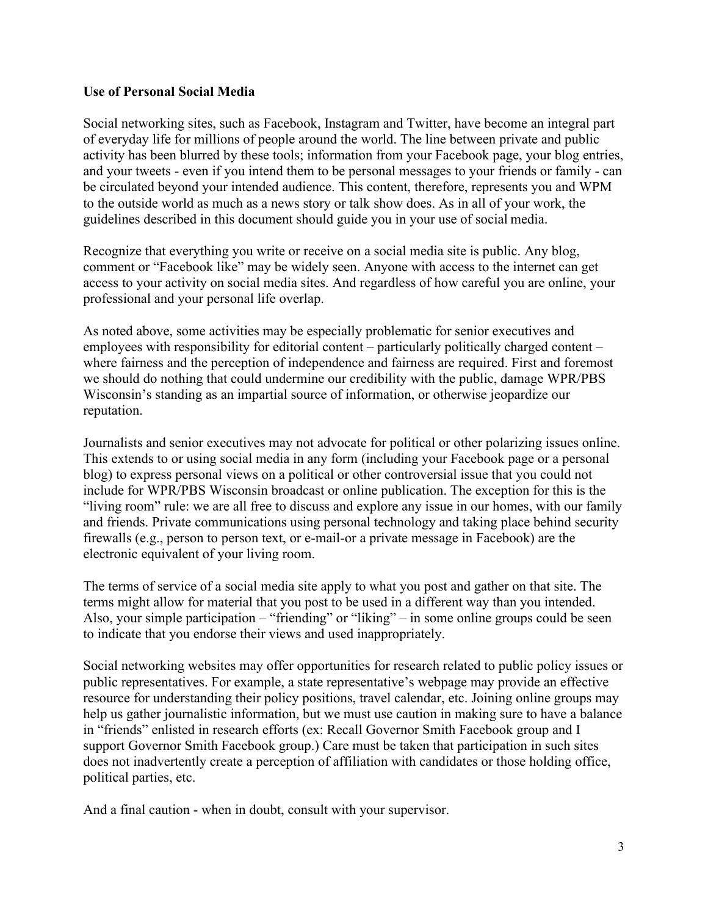**Use of Personal Social Media**

Social networking sites, such as Facebook, Instagram and Twitter, have become an integral part of everyday life for millions of people around the world. The line between private and public activity has been blurred by these tools; information from your Facebook page, your blog entries, and your tweets - even if you intend them to be personal messages to your friends or family - can be circulated beyond your intended audience. This content, therefore, represents you and WPM to the outside world as much as a news story or talk show does. As in all of your work, the guidelines described in this document should guide you in your use of social media.

Recognize that everything you write or receive on a social media site is public. Any blog, comment or "Facebook like" may be widely seen. Anyone with access to the internet can get access to your activity on social media sites. And regardless of how careful you are online, your professional and your personal life overlap.

As noted above, some activities may be especially problematic for senior executives and employees with responsibility for editorial content – particularly politically charged content – where fairness and the perception of independence and fairness are required. First and foremost we should do nothing that could undermine our credibility with the public, damage WPR/PBS Wisconsin's standing as an impartial source of information, or otherwise jeopardize our reputation.

Journalists and senior executives may not advocate for political or other polarizing issues online. This extends to or using social media in any form (including your Facebook page or a personal blog) to express personal views on a political or other controversial issue that you could not include for WPR/PBS Wisconsin broadcast or online publication. The exception for this is the "living room" rule: we are all free to discuss and explore any issue in our homes, with our family and friends. Private communications using personal technology and taking place behind security firewalls (e.g., person to person text, or e-mail-or a private message in Facebook) are the electronic equivalent of your living room.

The terms of service of a social media site apply to what you post and gather on that site. The terms might allow for material that you post to be used in a different way than you intended. Also, your simple participation – "friending" or "liking" – in some online groups could be seen to indicate that you endorse their views and used inappropriately.

Social networking websites may offer opportunities for research related to public policy issues or public representatives. For example, a state representative's webpage may provide an effective resource for understanding their policy positions, travel calendar, etc. Joining online groups may help us gather journalistic information, but we must use caution in making sure to have a balance in "friends" enlisted in research efforts (ex: Recall Governor Smith Facebook group and I support Governor Smith Facebook group.) Care must be taken that participation in such sites does not inadvertently create a perception of affiliation with candidates or those holding office, political parties, etc.

And a final caution - when in doubt, consult with your supervisor.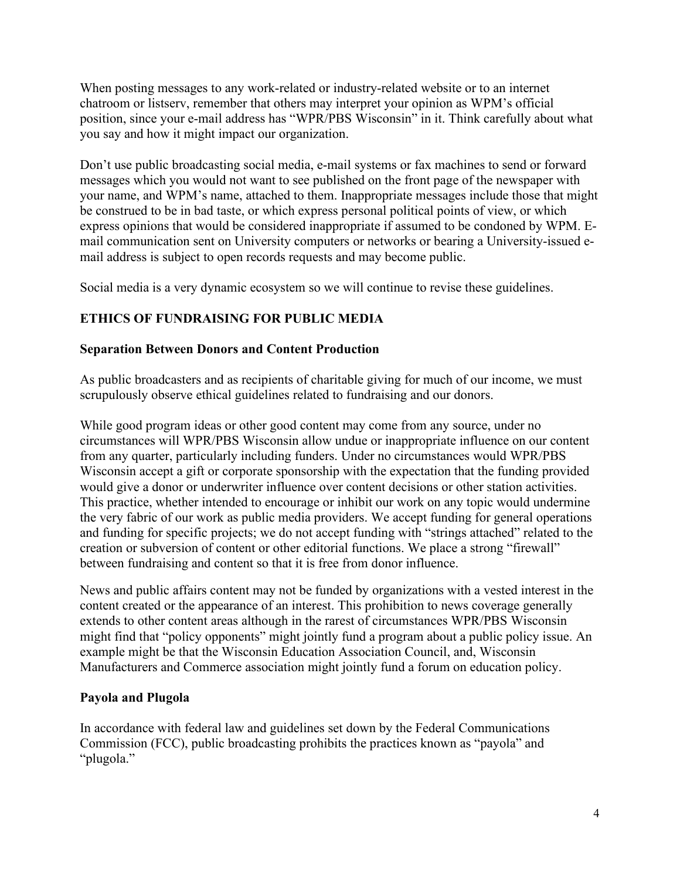When posting messages to any work-related or industry-related website or to an internet chatroom or listserv, remember that others may interpret your opinion as WPM's official position, since your e-mail address has "WPR/PBS Wisconsin" in it. Think carefully about what you say and how it might impact our organization.

Don't use public broadcasting social media, e-mail systems or fax machines to send or forward messages which you would not want to see published on the front page of the newspaper with your name, and WPM's name, attached to them. Inappropriate messages include those that might be construed to be in bad taste, or which express personal political points of view, or which express opinions that would be considered inappropriate if assumed to be condoned by WPM. E-mail communication sent on University computers or networks or bearing a University-issued e-mail address is subject to open records requests and may become public.

Social media is a very dynamic ecosystem so we will continue to revise these guidelines.

## ETHICS OF FUNDRAISING FOR PUBLIC MEDIA

### Separation Between Donors and Content Production

As public broadcasters and as recipients of charitable giving for much of our income, we must scrupulously observe ethical guidelines related to fundraising and our donors.

While good program ideas or other good content may come from any source, under no circumstances will WPR/PBS Wisconsin allow undue or inappropriate influence on our content from any quarter, particularly including funders. Under no circumstances would WPR/PBS Wisconsin accept a gift or corporate sponsorship with the expectation that the funding provided would give a donor or underwriter influence over content decisions or other station activities. This practice, whether intended to encourage or inhibit our work on any topic would undermine the very fabric of our work as public media providers. We accept funding for general operations and funding for specific projects; we do not accept funding with "strings attached" related to the creation or subversion of content or other editorial functions. We place a strong "firewall" between fundraising and content so that it is free from donor influence.

News and public affairs content may not be funded by organizations with a vested interest in the content created or the appearance of an interest. This prohibition to news coverage generally extends to other content areas although in the rarest of circumstances WPR/PBS Wisconsin might find that "policy opponents" might jointly fund a program about a public policy issue. An example might be that the Wisconsin Education Association Council, and, Wisconsin Manufacturers and Commerce association might jointly fund a forum on education policy.

### Payola and Plugola

In accordance with federal law and guidelines set down by the Federal Communications Commission (FCC), public broadcasting prohibits the practices known as "payola" and "plugola."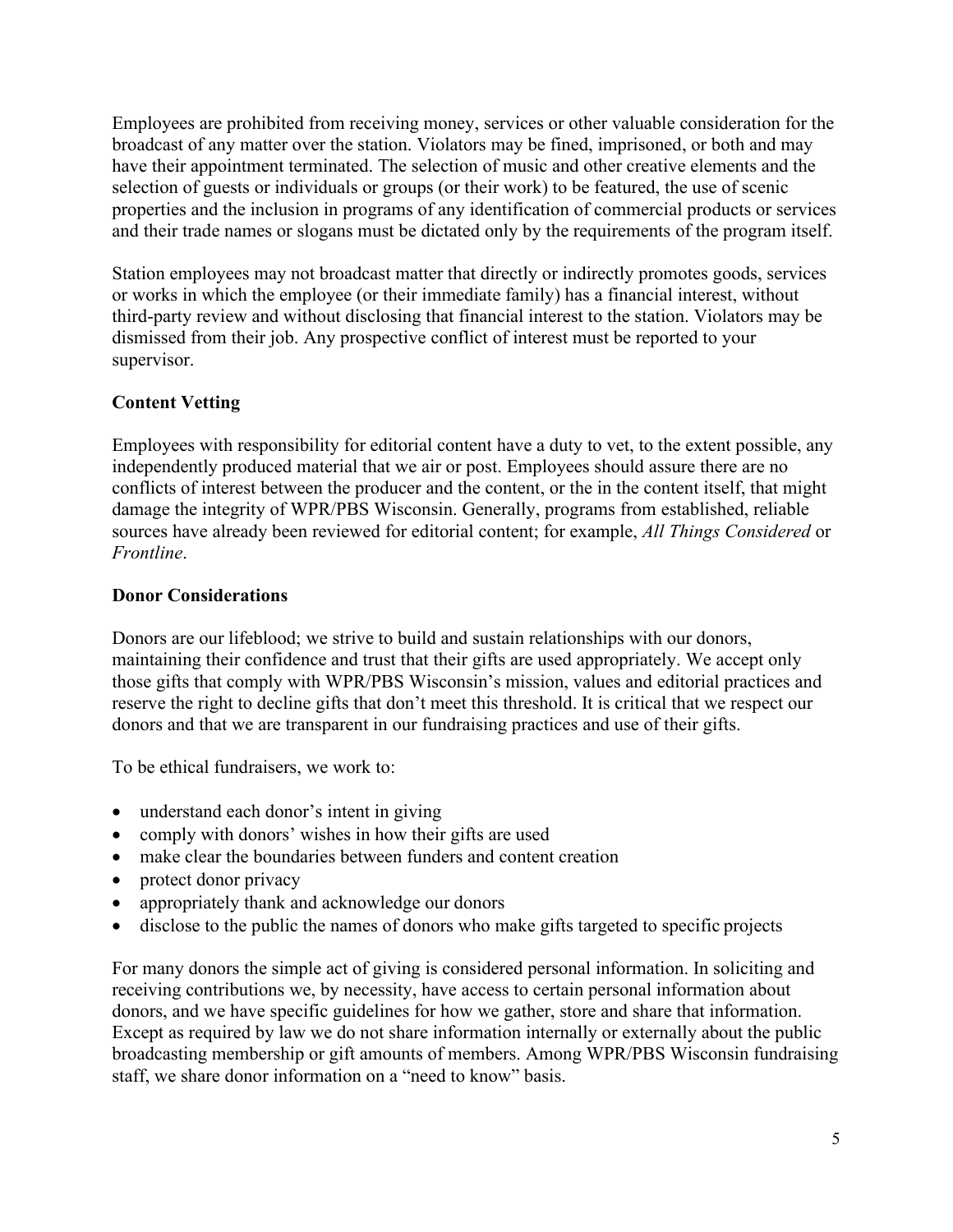Employees are prohibited from receiving money, services or other valuable consideration for the broadcast of any matter over the station. Violators may be fined, imprisoned, or both and may have their appointment terminated. The selection of music and other creative elements and the selection of guests or individuals or groups (or their work) to be featured, the use of scenic properties and the inclusion in programs of any identification of commercial products or services and their trade names or slogans must be dictated only by the requirements of the program itself.

Station employees may not broadcast matter that directly or indirectly promotes goods, services or works in which the employee (or their immediate family) has a financial interest, without third-party review and without disclosing that financial interest to the station. Violators may be dismissed from their job. Any prospective conflict of interest must be reported to your supervisor.

**Content Vetting**

Employees with responsibility for editorial content have a duty to vet, to the extent possible, any independently produced material that we air or post. Employees should assure there are no conflicts of interest between the producer and the content, or the in the content itself, that might damage the integrity of WPR/PBS Wisconsin. Generally, programs from established, reliable sources have already been reviewed for editorial content; for example, *All Things Considered* or *Frontline*.

**Donor Considerations**

Donors are our lifeblood; we strive to build and sustain relationships with our donors, maintaining their confidence and trust that their gifts are used appropriately. We accept only those gifts that comply with WPR/PBS Wisconsin's mission, values and editorial practices and reserve the right to decline gifts that don't meet this threshold. It is critical that we respect our donors and that we are transparent in our fundraising practices and use of their gifts.

To be ethical fundraisers, we work to:

- understand each donor's intent in giving
- comply with donors' wishes in how their gifts are used
- make clear the boundaries between funders and content creation
- protect donor privacy
- appropriately thank and acknowledge our donors
- disclose to the public the names of donors who make gifts targeted to specific projects

For many donors the simple act of giving is considered personal information. In soliciting and receiving contributions we, by necessity, have access to certain personal information about donors, and we have specific guidelines for how we gather, store and share that information. Except as required by law we do not share information internally or externally about the public broadcasting membership or gift amounts of members. Among WPR/PBS Wisconsin fundraising staff, we share donor information on a "need to know" basis.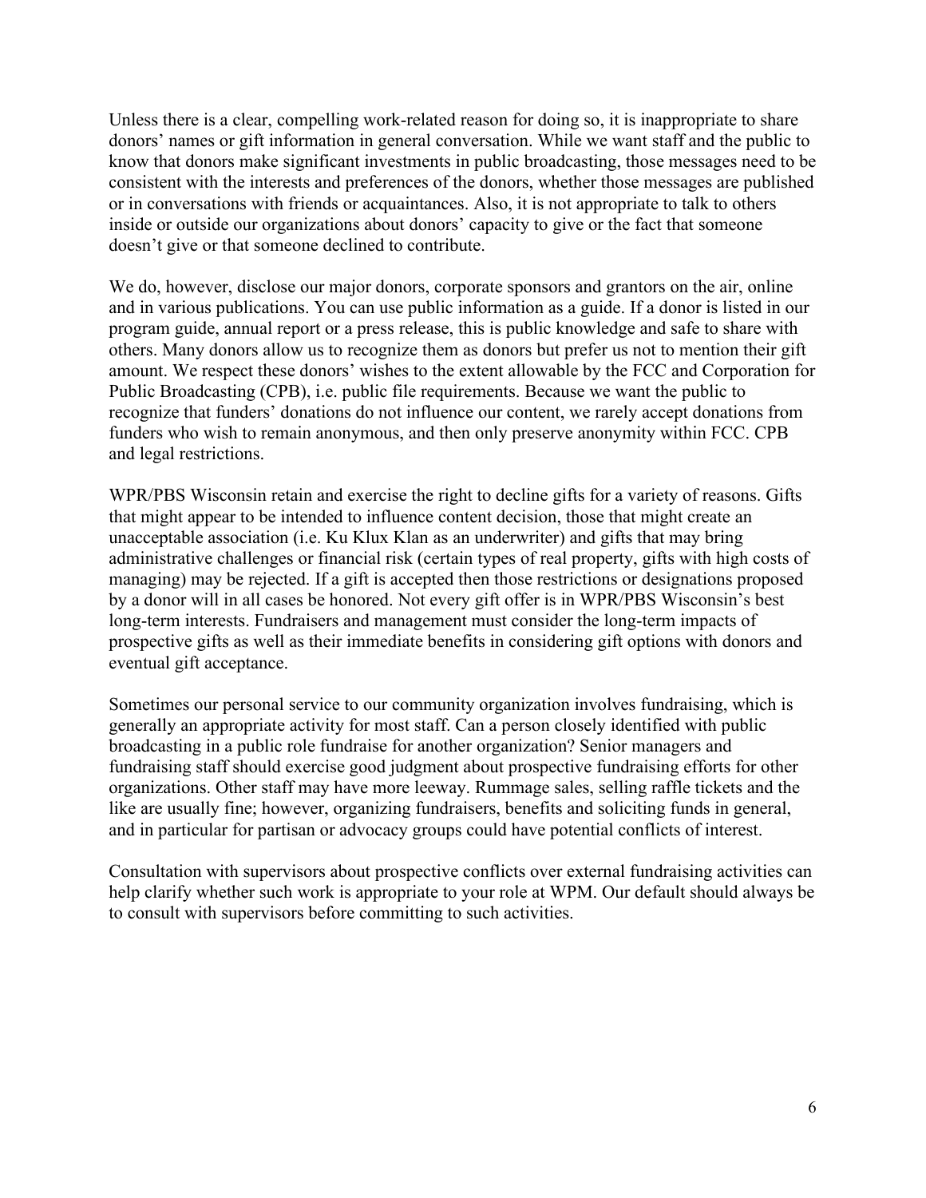Unless there is a clear, compelling work-related reason for doing so, it is inappropriate to share donors' names or gift information in general conversation. While we want staff and the public to know that donors make significant investments in public broadcasting, those messages need to be consistent with the interests and preferences of the donors, whether those messages are published or in conversations with friends or acquaintances. Also, it is not appropriate to talk to others inside or outside our organizations about donors' capacity to give or the fact that someone doesn't give or that someone declined to contribute.

We do, however, disclose our major donors, corporate sponsors and grantors on the air, online and in various publications. You can use public information as a guide. If a donor is listed in our program guide, annual report or a press release, this is public knowledge and safe to share with others. Many donors allow us to recognize them as donors but prefer us not to mention their gift amount. We respect these donors' wishes to the extent allowable by the FCC and Corporation for Public Broadcasting (CPB), i.e. public file requirements. Because we want the public to recognize that funders' donations do not influence our content, we rarely accept donations from funders who wish to remain anonymous, and then only preserve anonymity within FCC. CPB and legal restrictions.

WPR/PBS Wisconsin retain and exercise the right to decline gifts for a variety of reasons. Gifts that might appear to be intended to influence content decision, those that might create an unacceptable association (i.e. Ku Klux Klan as an underwriter) and gifts that may bring administrative challenges or financial risk (certain types of real property, gifts with high costs of managing) may be rejected. If a gift is accepted then those restrictions or designations proposed by a donor will in all cases be honored. Not every gift offer is in WPR/PBS Wisconsin's best long-term interests. Fundraisers and management must consider the long-term impacts of prospective gifts as well as their immediate benefits in considering gift options with donors and eventual gift acceptance.

Sometimes our personal service to our community organization involves fundraising, which is generally an appropriate activity for most staff. Can a person closely identified with public broadcasting in a public role fundraise for another organization? Senior managers and fundraising staff should exercise good judgment about prospective fundraising efforts for other organizations. Other staff may have more leeway. Rummage sales, selling raffle tickets and the like are usually fine; however, organizing fundraisers, benefits and soliciting funds in general, and in particular for partisan or advocacy groups could have potential conflicts of interest.

Consultation with supervisors about prospective conflicts over external fundraising activities can help clarify whether such work is appropriate to your role at WPM. Our default should always be to consult with supervisors before committing to such activities.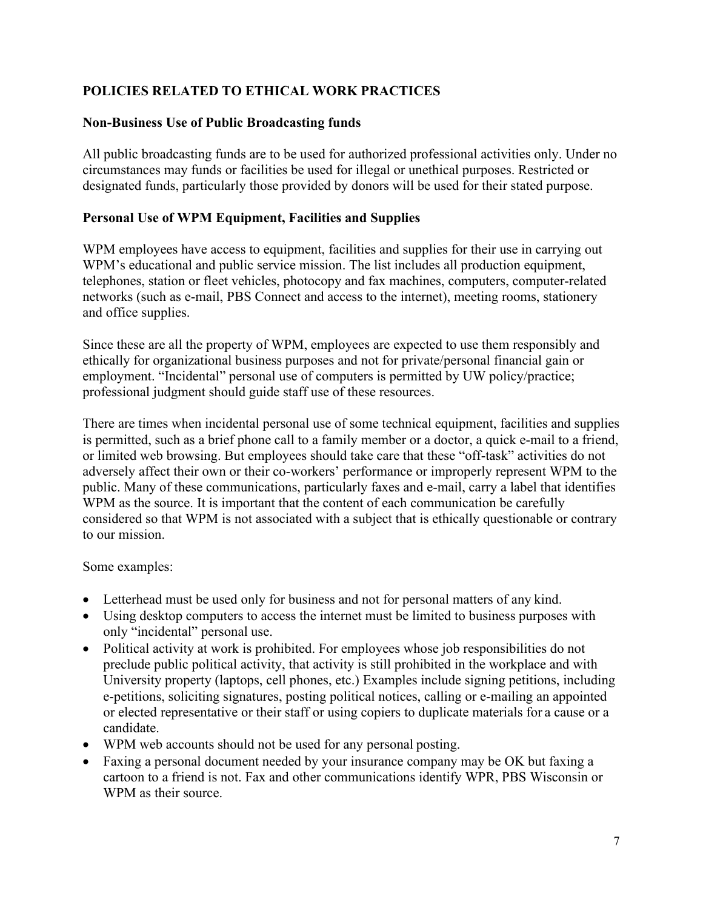## POLICIES RELATED TO ETHICAL WORK PRACTICES

### Non-Business Use of Public Broadcasting funds

All public broadcasting funds are to be used for authorized professional activities only. Under no circumstances may funds or facilities be used for illegal or unethical purposes. Restricted or designated funds, particularly those provided by donors will be used for their stated purpose.

### Personal Use of WPM Equipment, Facilities and Supplies

WPM employees have access to equipment, facilities and supplies for their use in carrying out WPM's educational and public service mission. The list includes all production equipment, telephones, station or fleet vehicles, photocopy and fax machines, computers, computer-related networks (such as e-mail, PBS Connect and access to the internet), meeting rooms, stationery and office supplies.

Since these are all the property of WPM, employees are expected to use them responsibly and ethically for organizational business purposes and not for private/personal financial gain or employment. "Incidental" personal use of computers is permitted by UW policy/practice; professional judgment should guide staff use of these resources.

There are times when incidental personal use of some technical equipment, facilities and supplies is permitted, such as a brief phone call to a family member or a doctor, a quick e-mail to a friend, or limited web browsing. But employees should take care that these "off-task" activities do not adversely affect their own or their co-workers' performance or improperly represent WPM to the public. Many of these communications, particularly faxes and e-mail, carry a label that identifies WPM as the source. It is important that the content of each communication be carefully considered so that WPM is not associated with a subject that is ethically questionable or contrary to our mission.

Some examples:

- Letterhead must be used only for business and not for personal matters of any kind.
- Using desktop computers to access the internet must be limited to business purposes with only "incidental" personal use.
- Political activity at work is prohibited. For employees whose job responsibilities do not preclude public political activity, that activity is still prohibited in the workplace and with University property (laptops, cell phones, etc.) Examples include signing petitions, including e-petitions, soliciting signatures, posting political notices, calling or e-mailing an appointed or elected representative or their staff or using copiers to duplicate materials for a cause or a candidate.
- WPM web accounts should not be used for any personal posting.
- Faxing a personal document needed by your insurance company may be OK but faxing a cartoon to a friend is not. Fax and other communications identify WPR, PBS Wisconsin or WPM as their source.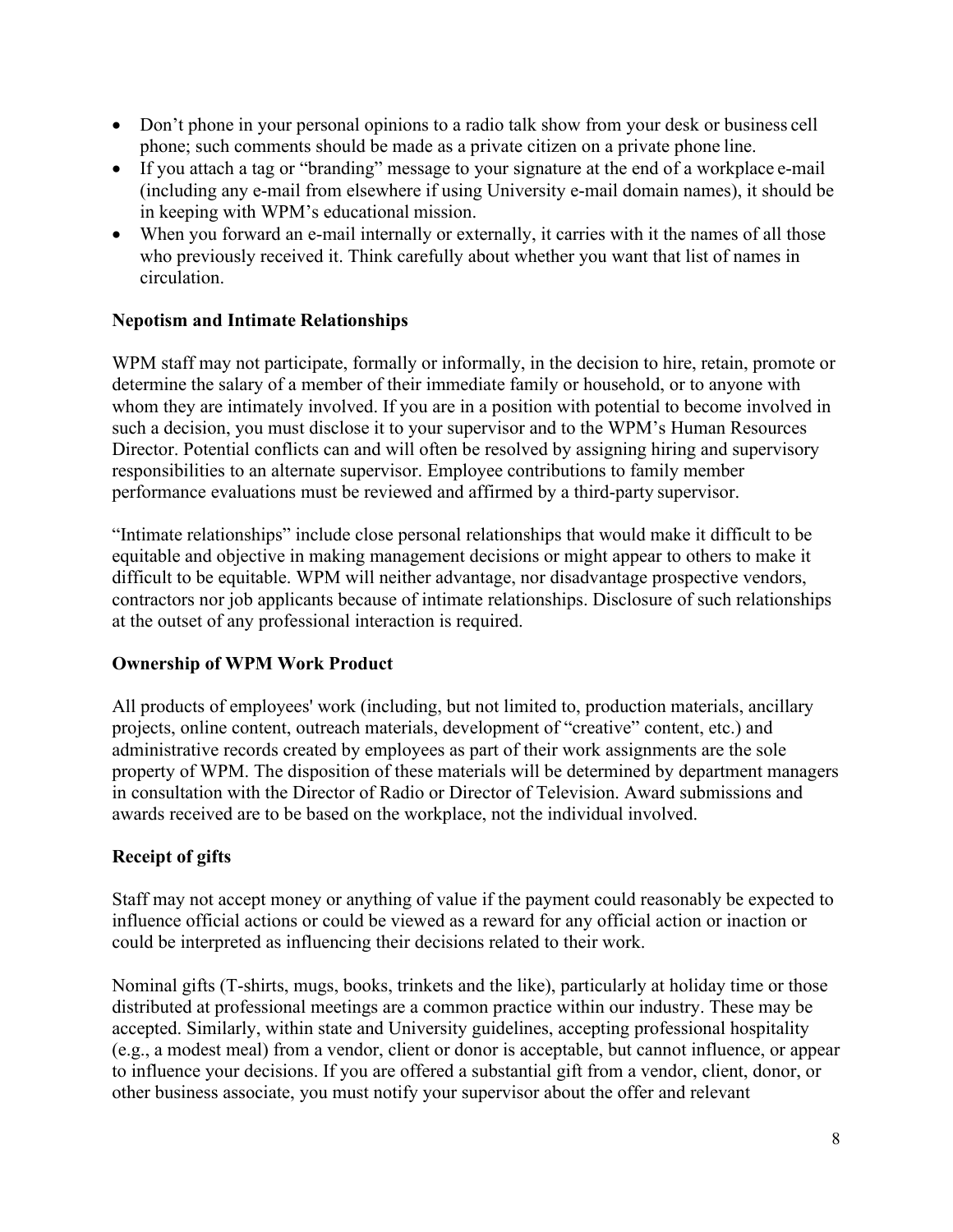- Don't phone in your personal opinions to a radio talk show from your desk or business cell phone; such comments should be made as a private citizen on a private phone line.
- If you attach a tag or "branding" message to your signature at the end of a workplace e-mail (including any e-mail from elsewhere if using University e-mail domain names), it should be in keeping with WPM's educational mission.
- When you forward an e-mail internally or externally, it carries with it the names of all those who previously received it. Think carefully about whether you want that list of names in circulation.

**Nepotism and Intimate Relationships**

WPM staff may not participate, formally or informally, in the decision to hire, retain, promote or determine the salary of a member of their immediate family or household, or to anyone with whom they are intimately involved. If you are in a position with potential to become involved in such a decision, you must disclose it to your supervisor and to the WPM's Human Resources Director. Potential conflicts can and will often be resolved by assigning hiring and supervisory responsibilities to an alternate supervisor. Employee contributions to family member performance evaluations must be reviewed and affirmed by a third-party supervisor.

"Intimate relationships" include close personal relationships that would make it difficult to be equitable and objective in making management decisions or might appear to others to make it difficult to be equitable. WPM will neither advantage, nor disadvantage prospective vendors, contractors nor job applicants because of intimate relationships. Disclosure of such relationships at the outset of any professional interaction is required.

**Ownership of WPM Work Product**

All products of employees' work (including, but not limited to, production materials, ancillary projects, online content, outreach materials, development of "creative" content, etc.) and administrative records created by employees as part of their work assignments are the sole property of WPM. The disposition of these materials will be determined by department managers in consultation with the Director of Radio or Director of Television. Award submissions and awards received are to be based on the workplace, not the individual involved.

**Receipt of gifts**

Staff may not accept money or anything of value if the payment could reasonably be expected to influence official actions or could be viewed as a reward for any official action or inaction or could be interpreted as influencing their decisions related to their work.

Nominal gifts (T-shirts, mugs, books, trinkets and the like), particularly at holiday time or those distributed at professional meetings are a common practice within our industry. These may be accepted. Similarly, within state and University guidelines, accepting professional hospitality (e.g., a modest meal) from a vendor, client or donor is acceptable, but cannot influence, or appear to influence your decisions. If you are offered a substantial gift from a vendor, client, donor, or other business associate, you must notify your supervisor about the offer and relevant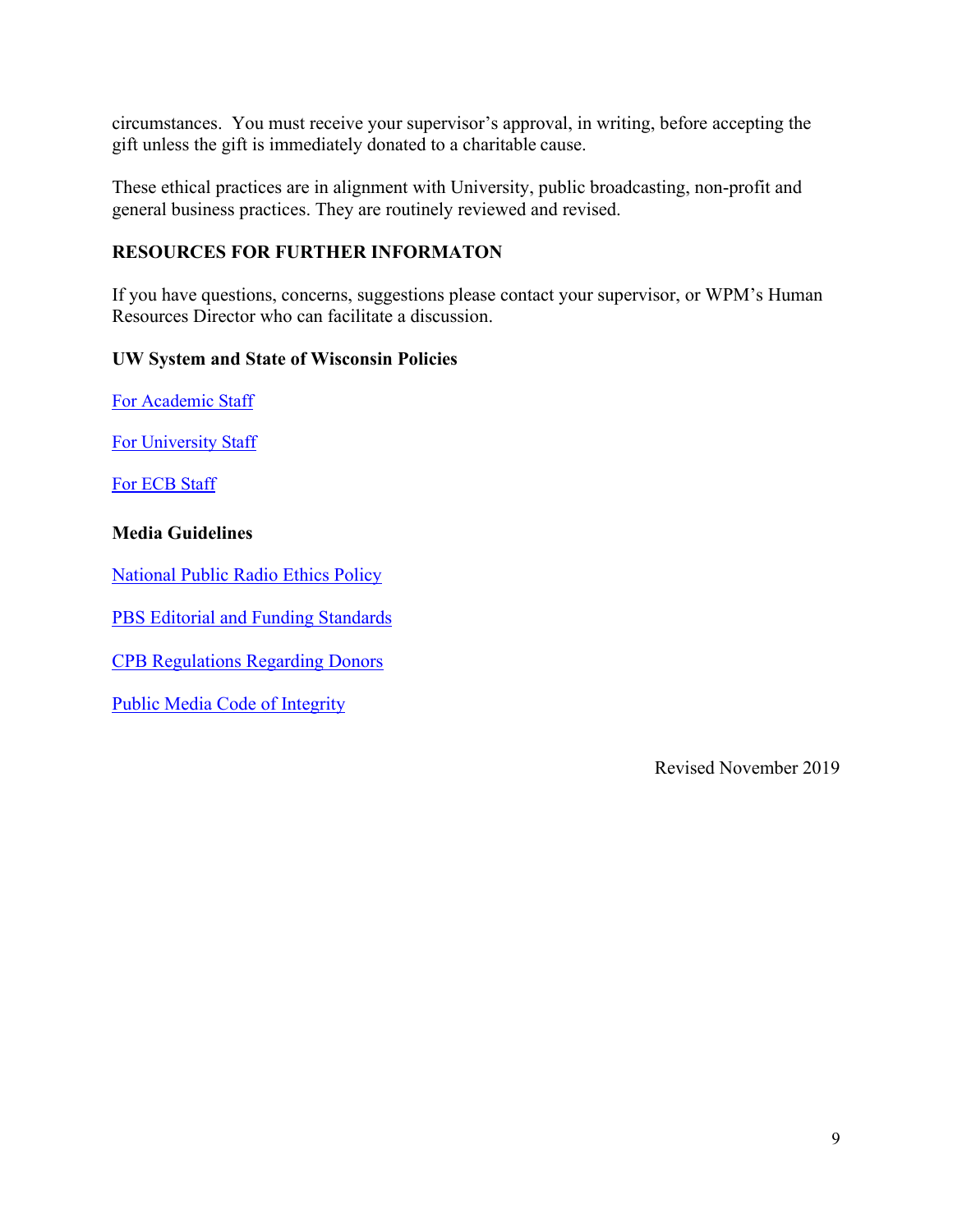circumstances. You must receive your supervisor's approval, in writing, before accepting the gift unless the gift is immediately donated to a charitable cause.

These ethical practices are in alignment with University, public broadcasting, non-profit and general business practices. They are routinely reviewed and revised.

## RESOURCES FOR FURTHER INFORMATON

If you have questions, concerns, suggestions please contact your supervisor, or WPM's Human Resources Director who can facilitate a discussion.

### UW System and State of Wisconsin Policies

For Academic Staff

For University Staff

For ECB Staff

### Media Guidelines

National Public Radio Ethics Policy

PBS Editorial and Funding Standards

CPB Regulations Regarding Donors

Public Media Code of Integrity

Revised November 2019